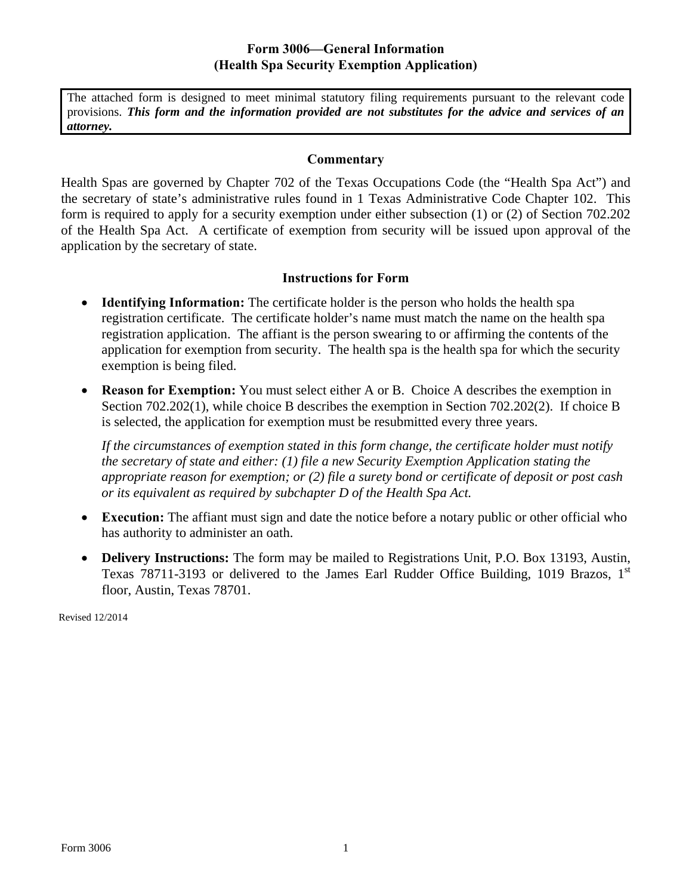# Form 3006—General Information
## (Health Spa Security Exemption Application)

The attached form is designed to meet minimal statutory filing requirements pursuant to the relevant code provisions. ***This form and the information provided are not substitutes for the advice and services of an attorney.***

### Commentary

Health Spas are governed by Chapter 702 of the Texas Occupations Code (the "Health Spa Act") and the secretary of state's administrative rules found in 1 Texas Administrative Code Chapter 102. This form is required to apply for a security exemption under either subsection (1) or (2) of Section 702.202 of the Health Spa Act. A certificate of exemption from security will be issued upon approval of the application by the secretary of state.

### Instructions for Form

- **Identifying Information:** The certificate holder is the person who holds the health spa registration certificate. The certificate holder's name must match the name on the health spa registration application. The affiant is the person swearing to or affirming the contents of the application for exemption from security. The health spa is the health spa for which the security exemption is being filed.
- **Reason for Exemption:** You must select either A or B. Choice A describes the exemption in Section 702.202(1), while choice B describes the exemption in Section 702.202(2). If choice B is selected, the application for exemption must be resubmitted every three years.

  *If the circumstances of exemption stated in this form change, the certificate holder must notify the secretary of state and either: (1) file a new Security Exemption Application stating the appropriate reason for exemption; or (2) file a surety bond or certificate of deposit or post cash or its equivalent as required by subchapter D of the Health Spa Act.*
- **Execution:** The affiant must sign and date the notice before a notary public or other official who has authority to administer an oath.
- **Delivery Instructions:** The form may be mailed to Registrations Unit, P.O. Box 13193, Austin, Texas 78711-3193 or delivered to the James Earl Rudder Office Building, 1019 Brazos, 1st floor, Austin, Texas 78701.

Revised 12/2014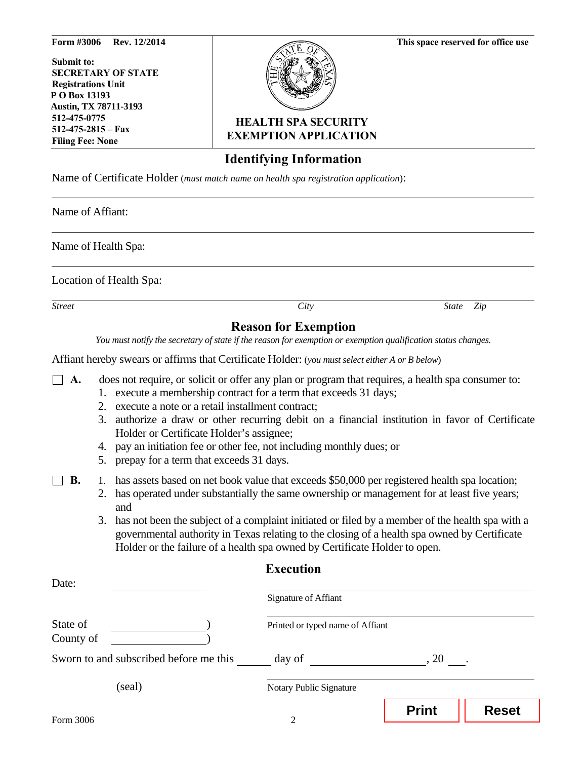**Form #3006 Rev. 12/2014**

**Submit to:**
**SECRETARY OF STATE**
**Registrations Unit**
**P O Box 13193**
**Austin, TX 78711-3193**
**512-475-0775**
**512-475-2815 – Fax**
**Filing Fee: None**

**This space reserved for office use**

**HEALTH SPA SECURITY EXEMPTION APPLICATION**

## Identifying Information

Name of Certificate Holder (*must match name on health spa registration application*):

\_\_\_\_\_\_\_\_\_\_\_\_\_\_\_\_\_\_\_\_\_\_\_\_\_\_\_\_\_\_\_\_\_\_\_\_\_\_\_\_

Name of Affiant:

\_\_\_\_\_\_\_\_\_\_\_\_\_\_\_\_\_\_\_\_\_\_\_\_\_\_\_\_\_\_\_\_\_\_\_\_\_\_\_\_

Name of Health Spa:

\_\_\_\_\_\_\_\_\_\_\_\_\_\_\_\_\_\_\_\_\_\_\_\_\_\_\_\_\_\_\_\_\_\_\_\_\_\_\_\_

Location of Health Spa:

\_\_\_\_\_\_\_\_\_\_\_\_\_\_\_\_\_\_\_\_\_\_\_\_\_\_\_\_\_\_\_\_\_\_\_\_\_\_\_\_

*Street* *City* *State* *Zip*

## Reason for Exemption

*You must notify the secretary of state if the reason for exemption or exemption qualification status changes.*

Affiant hereby swears or affirms that Certificate Holder: (*you must select either A or B below*)

☐ **A.** does not require, or solicit or offer any plan or program that requires, a health spa consumer to:

1. execute a membership contract for a term that exceeds 31 days;
2. execute a note or a retail installment contract;
3. authorize a draw or other recurring debit on a financial institution in favor of Certificate Holder or Certificate Holder's assignee;
4. pay an initiation fee or other fee, not including monthly dues; or
5. prepay for a term that exceeds 31 days.

☐ **B.**

1. has assets based on net book value that exceeds $50,000 per registered health spa location;
2. has operated under substantially the same ownership or management for at least five years; and
3. has not been the subject of a complaint initiated or filed by a member of the health spa with a governmental authority in Texas relating to the closing of a health spa owned by Certificate Holder or the failure of a health spa owned by Certificate Holder to open.

## Execution

Date: \_\_\_\_\_\_\_\_\_\_\_\_\_\_\_\_

\_\_\_\_\_\_\_\_\_\_\_\_\_\_\_\_\_\_\_\_\_\_\_\_\_\_\_\_\_\_
Signature of Affiant

\_\_\_\_\_\_\_\_\_\_\_\_\_\_\_\_\_\_\_\_\_\_\_\_\_\_\_\_\_\_
Printed or typed name of Affiant

State of \_\_\_\_\_\_\_\_\_\_\_\_\_\_\_\_ )
County of \_\_\_\_\_\_\_\_\_\_\_\_\_\_\_\_ )

Sworn to and subscribed before me this \_\_\_\_\_ day of \_\_\_\_\_\_\_\_\_\_\_\_\_\_\_\_, 20 \_\_\_.

(seal)

\_\_\_\_\_\_\_\_\_\_\_\_\_\_\_\_\_\_\_\_\_\_\_\_\_\_\_\_\_\_
Notary Public Signature

Print Reset

Form 3006